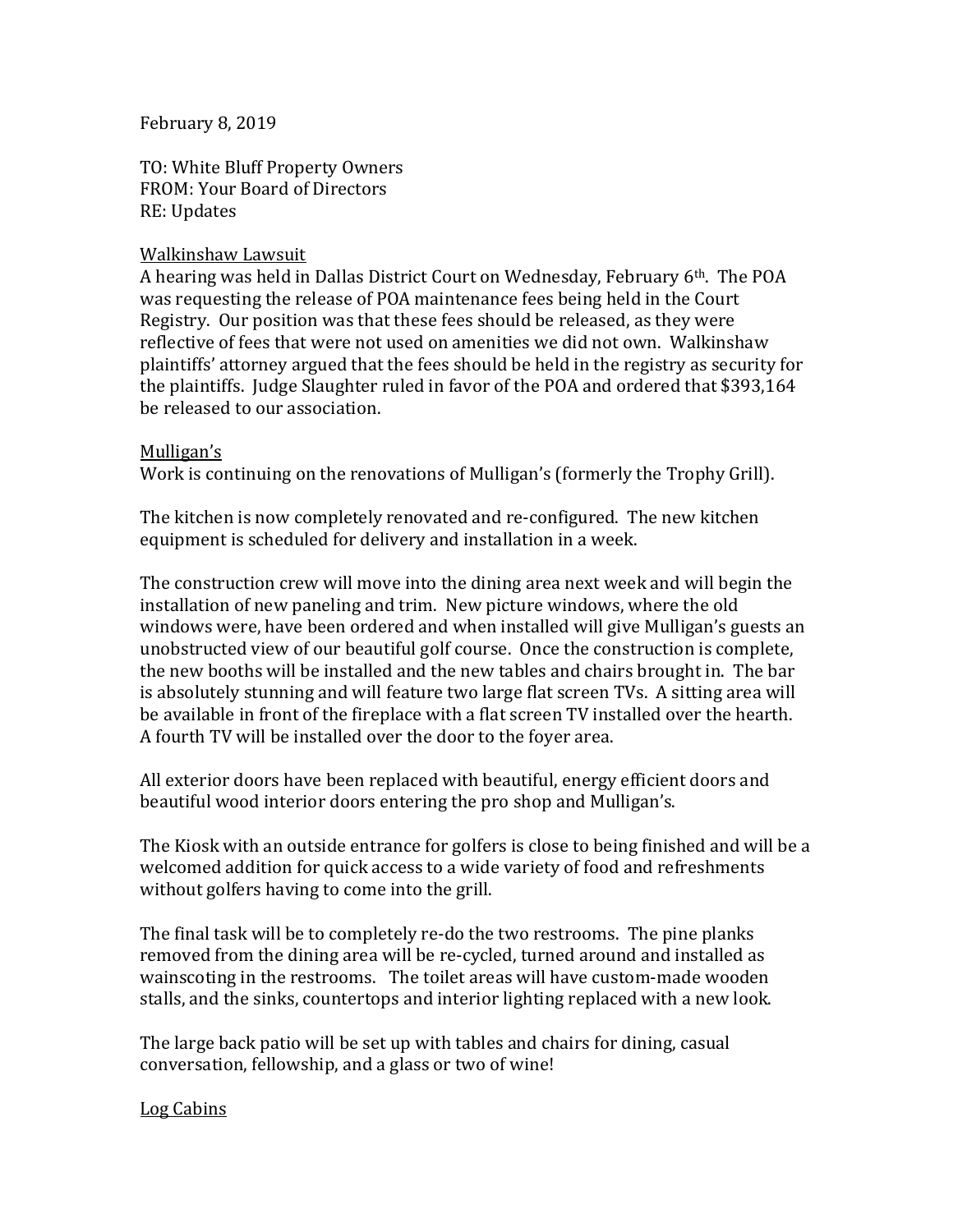February 8, 2019

TO: White Bluff Property Owners
FROM: Your Board of Directors
RE: Updates

<u>Walkinshaw Lawsuit</u>

A hearing was held in Dallas District Court on Wednesday, February 6th. The POA was requesting the release of POA maintenance fees being held in the Court Registry. Our position was that these fees should be released, as they were reflective of fees that were not used on amenities we did not own. Walkinshaw plaintiffs' attorney argued that the fees should be held in the registry as security for the plaintiffs. Judge Slaughter ruled in favor of the POA and ordered that $393,164 be released to our association.

<u>Mulligan's</u>

Work is continuing on the renovations of Mulligan's (formerly the Trophy Grill).

The kitchen is now completely renovated and re-configured. The new kitchen equipment is scheduled for delivery and installation in a week.

The construction crew will move into the dining area next week and will begin the installation of new paneling and trim. New picture windows, where the old windows were, have been ordered and when installed will give Mulligan's guests an unobstructed view of our beautiful golf course. Once the construction is complete, the new booths will be installed and the new tables and chairs brought in. The bar is absolutely stunning and will feature two large flat screen TVs. A sitting area will be available in front of the fireplace with a flat screen TV installed over the hearth. A fourth TV will be installed over the door to the foyer area.

All exterior doors have been replaced with beautiful, energy efficient doors and beautiful wood interior doors entering the pro shop and Mulligan's.

The Kiosk with an outside entrance for golfers is close to being finished and will be a welcomed addition for quick access to a wide variety of food and refreshments without golfers having to come into the grill.

The final task will be to completely re-do the two restrooms. The pine planks removed from the dining area will be re-cycled, turned around and installed as wainscoting in the restrooms. The toilet areas will have custom-made wooden stalls, and the sinks, countertops and interior lighting replaced with a new look.

The large back patio will be set up with tables and chairs for dining, casual conversation, fellowship, and a glass or two of wine!

<u>Log Cabins</u>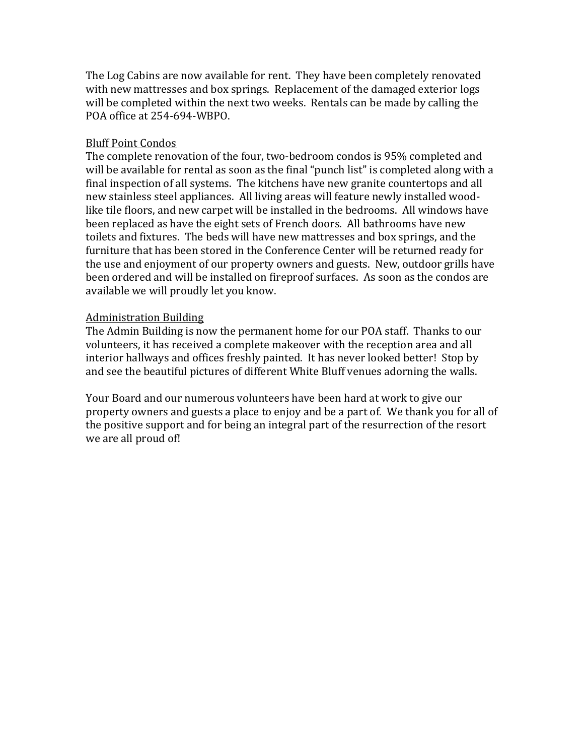The Log Cabins are now available for rent. They have been completely renovated with new mattresses and box springs. Replacement of the damaged exterior logs will be completed within the next two weeks. Rentals can be made by calling the POA office at 254-694-WBPO.

<u>Bluff Point Condos</u>

The complete renovation of the four, two-bedroom condos is 95% completed and will be available for rental as soon as the final "punch list" is completed along with a final inspection of all systems. The kitchens have new granite countertops and all new stainless steel appliances. All living areas will feature newly installed wood-like tile floors, and new carpet will be installed in the bedrooms. All windows have been replaced as have the eight sets of French doors. All bathrooms have new toilets and fixtures. The beds will have new mattresses and box springs, and the furniture that has been stored in the Conference Center will be returned ready for the use and enjoyment of our property owners and guests. New, outdoor grills have been ordered and will be installed on fireproof surfaces. As soon as the condos are available we will proudly let you know.

<u>Administration Building</u>

The Admin Building is now the permanent home for our POA staff. Thanks to our volunteers, it has received a complete makeover with the reception area and all interior hallways and offices freshly painted. It has never looked better! Stop by and see the beautiful pictures of different White Bluff venues adorning the walls.

Your Board and our numerous volunteers have been hard at work to give our property owners and guests a place to enjoy and be a part of. We thank you for all of the positive support and for being an integral part of the resurrection of the resort we are all proud of!